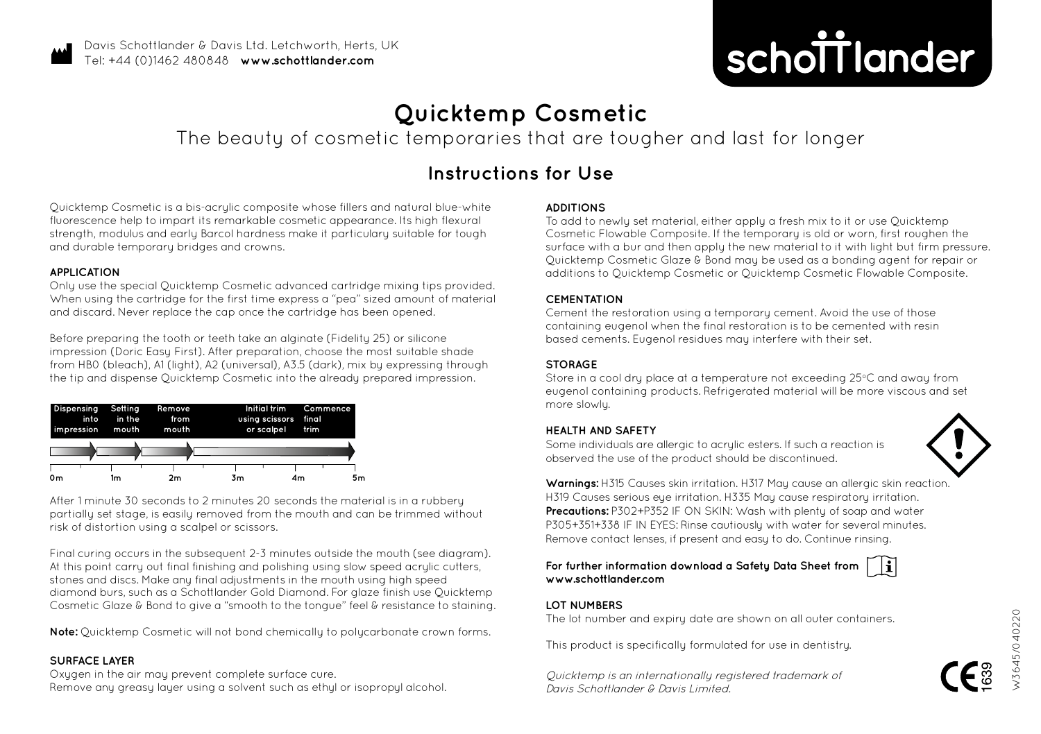Davis Schottlander & Davis Ltd. Letchworth, Herts, UK
Tel: +44 (0)1462 480848 **www.schottlander.com**

**schottlander**

# Quicktemp Cosmetic

The beauty of cosmetic temporaries that are tougher and last for longer

## Instructions for Use

Quicktemp Cosmetic is a bis-acrylic composite whose fillers and natural blue-white fluorescence help to impart its remarkable cosmetic appearance. Its high flexural strength, modulus and early Barcol hardness make it particulary suitable for tough and durable temporary bridges and crowns.

### APPLICATION

Only use the special Quicktemp Cosmetic advanced cartridge mixing tips provided. When using the cartridge for the first time express a "pea" sized amount of material and discard. Never replace the cap once the cartridge has been opened.

Before preparing the tooth or teeth take an alginate (Fidelity 25) or silicone impression (Doric Easy First). After preparation, choose the most suitable shade from HB0 (bleach), A1 (light), A2 (universal), A3.5 (dark), mix by expressing through the tip and dispense Quicktemp Cosmetic into the already prepared impression.

| Dispensing into impression | Setting in the mouth | Remove from mouth | Initial trim using scissors or scalpel | Commence final trim |
|---|---|---|---|---|

0m 1m 2m 3m 4m 5m

After 1 minute 30 seconds to 2 minutes 20 seconds the material is in a rubbery partially set stage, is easily removed from the mouth and can be trimmed without risk of distortion using a scalpel or scissors.

Final curing occurs in the subsequent 2-3 minutes outside the mouth (see diagram). At this point carry out final finishing and polishing using slow speed acrylic cutters, stones and discs. Make any final adjustments in the mouth using high speed diamond burs, such as a Schottlander Gold Diamond. For glaze finish use Quicktemp Cosmetic Glaze & Bond to give a "smooth to the tongue" feel & resistance to staining.

**Note:** Quicktemp Cosmetic will not bond chemically to polycarbonate crown forms.

### SURFACE LAYER

Oxygen in the air may prevent complete surface cure.
Remove any greasy layer using a solvent such as ethyl or isopropyl alcohol.

### ADDITIONS

To add to newly set material, either apply a fresh mix to it or use Quicktemp Cosmetic Flowable Composite. If the temporary is old or worn, first roughen the surface with a bur and then apply the new material to it with light but firm pressure. Quicktemp Cosmetic Glaze & Bond may be used as a bonding agent for repair or additions to Quicktemp Cosmetic or Quicktemp Cosmetic Flowable Composite.

### CEMENTATION

Cement the restoration using a temporary cement. Avoid the use of those containing eugenol when the final restoration is to be cemented with resin based cements. Eugenol residues may interfere with their set.

### STORAGE

Store in a cool dry place at a temperature not exceeding 25°C and away from eugenol containing products. Refrigerated material will be more viscous and set more slowly.

### HEALTH AND SAFETY

Some individuals are allergic to acrylic esters. If such a reaction is observed the use of the product should be discontinued.

**Warnings:** H315 Causes skin irritation. H317 May cause an allergic skin reaction. H319 Causes serious eye irritation. H335 May cause respiratory irritation.
**Precautions:** P302+P352 IF ON SKIN: Wash with plenty of soap and water P305+351+338 IF IN EYES: Rinse cautiously with water for several minutes. Remove contact lenses, if present and easy to do. Continue rinsing.

**For further information download a Safety Data Sheet from www.schottlander.com**

### LOT NUMBERS

The lot number and expiry date are shown on all outer containers.

This product is specifically formulated for use in dentistry.

*Quicktemp is an internationally registered trademark of Davis Schottlander & Davis Limited.*

CE 1639

W3645/040220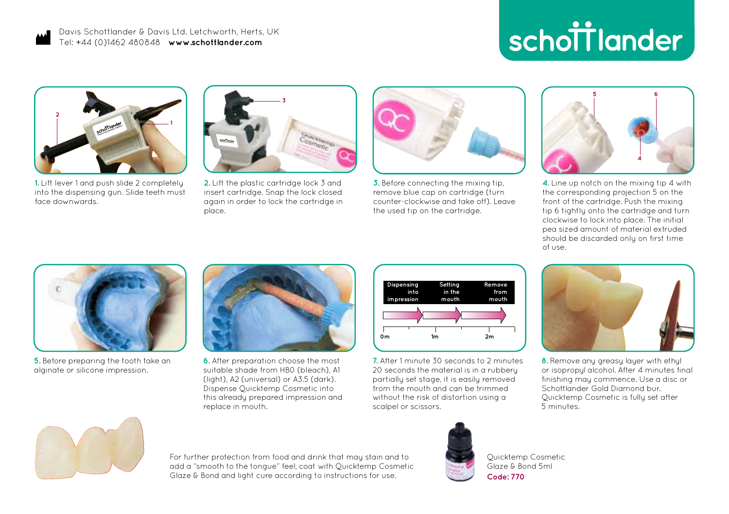Davis Schottlander & Davis Ltd. Letchworth, Herts, UK
Tel: +44 (0)1462 480848 **www.schottlander.com**

# schottlander

**1.** Lift lever 1 and push slide 2 completely into the dispensing gun. Slide teeth must face downwards.

**2.** Lift the plastic cartridge lock 3 and insert cartridge. Snap the lock closed again in order to lock the cartridge in place.

**3.** Before connecting the mixing tip, remove blue cap on cartridge (turn counter-clockwise and take off). Leave the used tip on the cartridge.

**4.** Line up notch on the mixing tip 4 with the corresponding projection 5 on the front of the cartridge. Push the mixing tip 6 tightly onto the cartridge and turn clockwise to lock into place. The initial pea sized amount of material extruded should be discarded only on first time of use.

**5.** Before preparing the tooth take an alginate or silicone impression.

**6.** After preparation choose the most suitable shade from HB0 (bleach), A1 (light), A2 (universal) or A3.5 (dark). Dispense Quicktemp Cosmetic into this already prepared impression and replace in mouth.

Dispensing into impression
Setting in the mouth
Remove from mouth
0m
1m
2m

**7.** After 1 minute 30 seconds to 2 minutes 20 seconds the material is in a rubbery partially set stage, it is easily removed from the mouth and can be trimmed without the risk of distortion using a scalpel or scissors.

**8.** Remove any greasy layer with ethyl or isopropyl alcohol. After 4 minutes final finishing may commence. Use a disc or Schottlander Gold Diamond bur. Quicktemp Cosmetic is fully set after 5 minutes.

For further protection from food and drink that may stain and to add a "smooth to the tongue" feel, coat with Quicktemp Cosmetic Glaze & Bond and light cure according to instructions for use.

Quicktemp Cosmetic Glaze & Bond 5ml
**Code: 770**